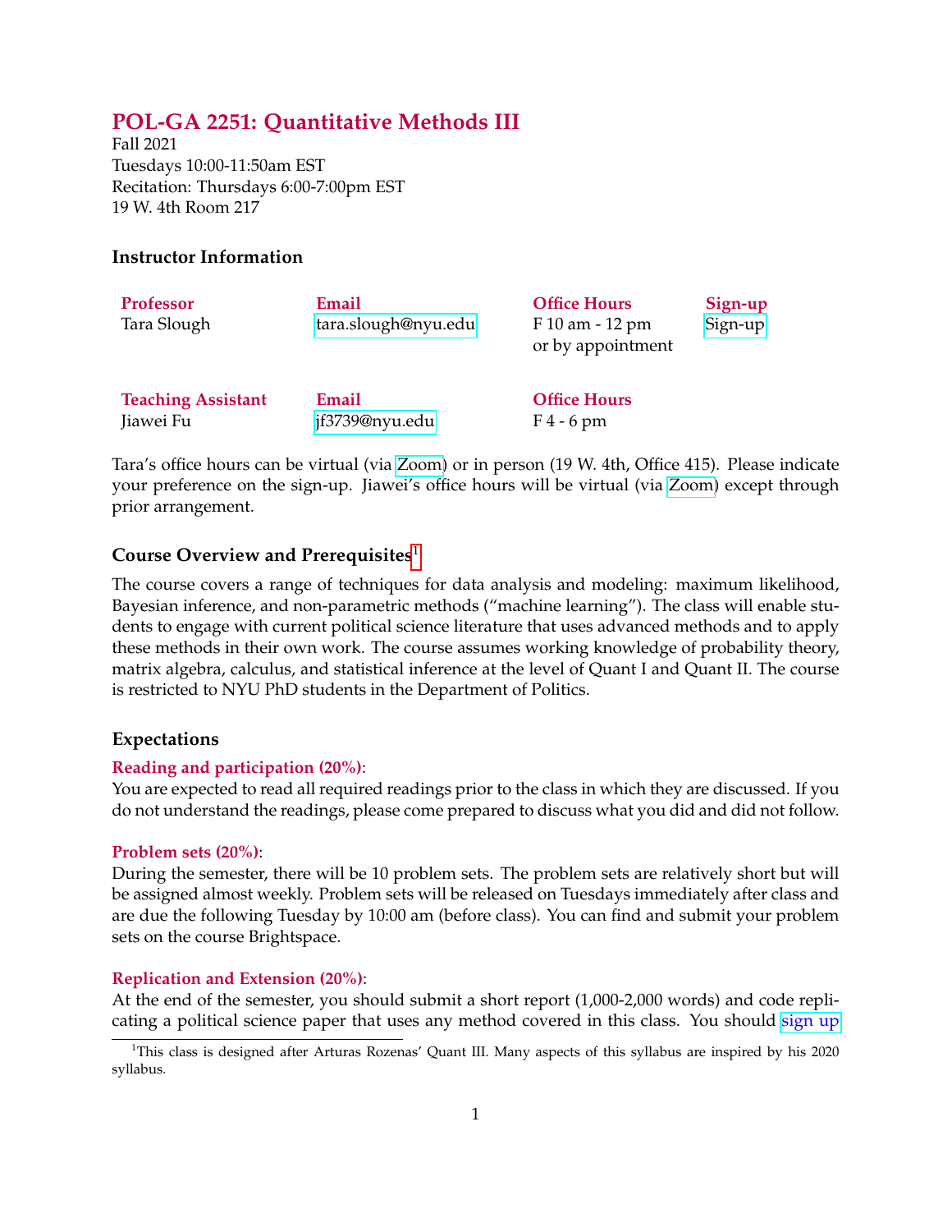# POL-GA 2251: Quantitative Methods III

Fall 2021
Tuesdays 10:00-11:50am EST
Recitation: Thursdays 6:00-7:00pm EST
19 W. 4th Room 217

### Instructor Information

| Professor | Email | Office Hours | Sign-up |
|---|---|---|---|
| Tara Slough | tara.slough@nyu.edu | F 10 am - 12 pm or by appointment | Sign-up |

| Teaching Assistant | Email | Office Hours |
|---|---|---|
| Jiawei Fu | jf3739@nyu.edu | F 4 - 6 pm |

Tara's office hours can be virtual (via Zoom) or in person (19 W. 4th, Office 415). Please indicate your preference on the sign-up. Jiawei's office hours will be virtual (via Zoom) except through prior arrangement.

### Course Overview and Prerequisites[1]

The course covers a range of techniques for data analysis and modeling: maximum likelihood, Bayesian inference, and non-parametric methods ("machine learning"). The class will enable students to engage with current political science literature that uses advanced methods and to apply these methods in their own work. The course assumes working knowledge of probability theory, matrix algebra, calculus, and statistical inference at the level of Quant I and Quant II. The course is restricted to NYU PhD students in the Department of Politics.

### Expectations

**Reading and participation (20%)**:
You are expected to read all required readings prior to the class in which they are discussed. If you do not understand the readings, please come prepared to discuss what you did and did not follow.

**Problem sets (20%)**:
During the semester, there will be 10 problem sets. The problem sets are relatively short but will be assigned almost weekly. Problem sets will be released on Tuesdays immediately after class and are due the following Tuesday by 10:00 am (before class). You can find and submit your problem sets on the course Brightspace.

**Replication and Extension (20%)**:
At the end of the semester, you should submit a short report (1,000-2,000 words) and code replicating a political science paper that uses any method covered in this class. You should sign up

[1] This class is designed after Arturas Rozenas' Quant III. Many aspects of this syllabus are inspired by his 2020 syllabus.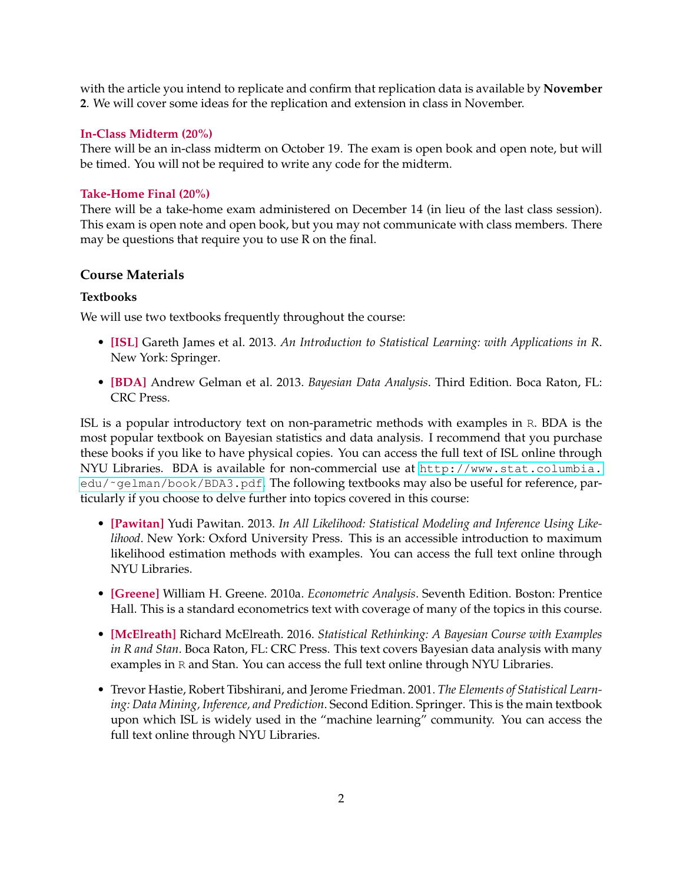with the article you intend to replicate and confirm that replication data is available by **November 2**. We will cover some ideas for the replication and extension in class in November.

#### In-Class Midterm (20%)

There will be an in-class midterm on October 19. The exam is open book and open note, but will be timed. You will not be required to write any code for the midterm.

#### Take-Home Final (20%)

There will be a take-home exam administered on December 14 (in lieu of the last class session). This exam is open note and open book, but you may not communicate with class members. There may be questions that require you to use R on the final.

### Course Materials

#### Textbooks

We will use two textbooks frequently throughout the course:

- **[ISL]** Gareth James et al. 2013. *An Introduction to Statistical Learning: with Applications in R*. New York: Springer.
- **[BDA]** Andrew Gelman et al. 2013. *Bayesian Data Analysis*. Third Edition. Boca Raton, FL: CRC Press.

ISL is a popular introductory text on non-parametric methods with examples in R. BDA is the most popular textbook on Bayesian statistics and data analysis. I recommend that you purchase these books if you like to have physical copies. You can access the full text of ISL online through NYU Libraries. BDA is available for non-commercial use at http://www.stat.columbia.edu/~gelman/book/BDA3.pdf. The following textbooks may also be useful for reference, particularly if you choose to delve further into topics covered in this course:

- **[Pawitan]** Yudi Pawitan. 2013. *In All Likelihood: Statistical Modeling and Inference Using Likelihood*. New York: Oxford University Press. This is an accessible introduction to maximum likelihood estimation methods with examples. You can access the full text online through NYU Libraries.
- **[Greene]** William H. Greene. 2010a. *Econometric Analysis*. Seventh Edition. Boston: Prentice Hall. This is a standard econometrics text with coverage of many of the topics in this course.
- **[McElreath]** Richard McElreath. 2016. *Statistical Rethinking: A Bayesian Course with Examples in R and Stan*. Boca Raton, FL: CRC Press. This text covers Bayesian data analysis with many examples in R and Stan. You can access the full text online through NYU Libraries.
- Trevor Hastie, Robert Tibshirani, and Jerome Friedman. 2001. *The Elements of Statistical Learning: Data Mining, Inference, and Prediction*. Second Edition. Springer. This is the main textbook upon which ISL is widely used in the "machine learning" community. You can access the full text online through NYU Libraries.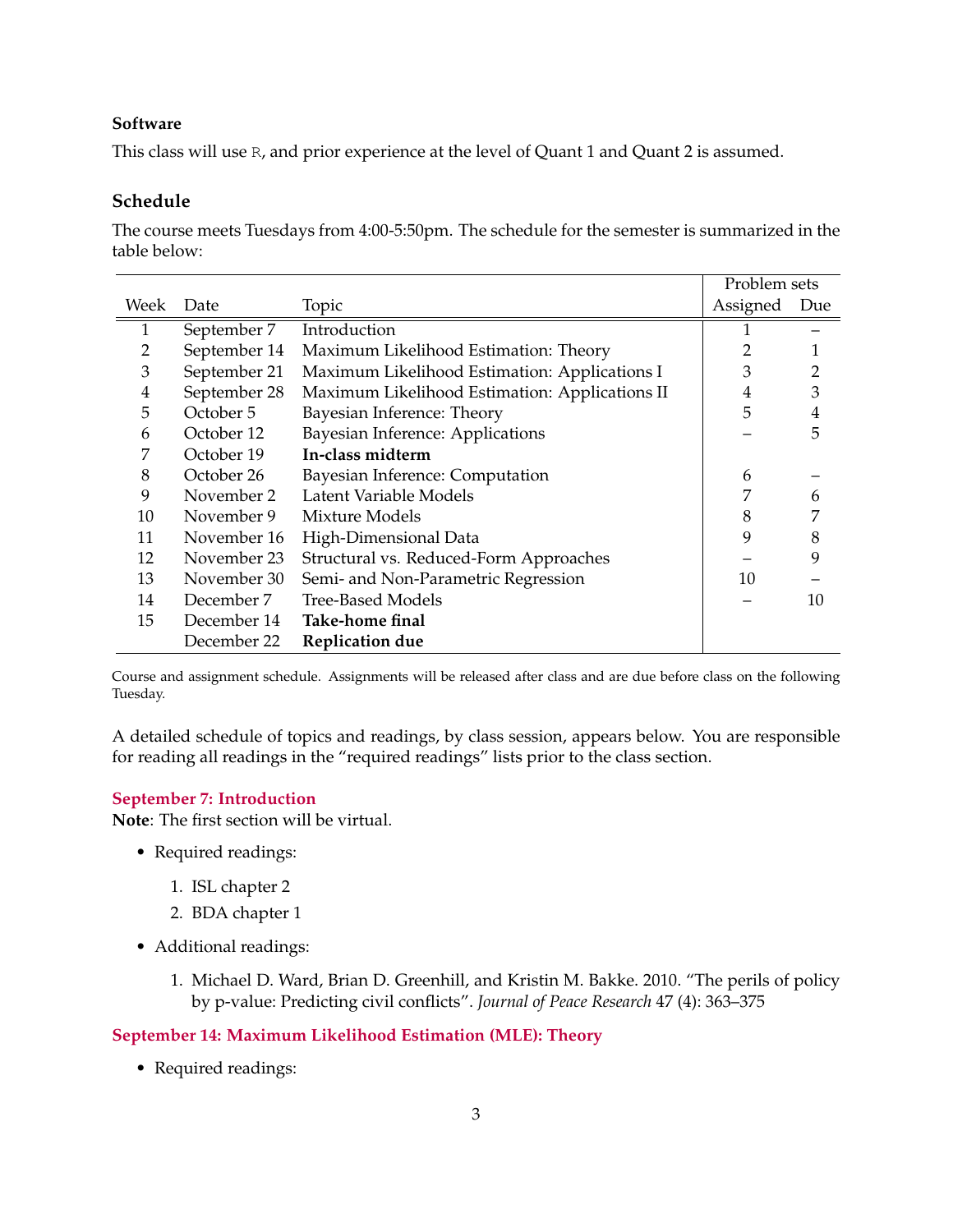**Software**

This class will use `R`, and prior experience at the level of Quant 1 and Quant 2 is assumed.

## Schedule

The course meets Tuesdays from 4:00-5:50pm. The schedule for the semester is summarized in the table below:

| | | | Problem sets | |
|---|---|---|---|---|
| Week | Date | Topic | Assigned | Due |
| 1 | September 7 | Introduction | 1 | – |
| 2 | September 14 | Maximum Likelihood Estimation: Theory | 2 | 1 |
| 3 | September 21 | Maximum Likelihood Estimation: Applications I | 3 | 2 |
| 4 | September 28 | Maximum Likelihood Estimation: Applications II | 4 | 3 |
| 5 | October 5 | Bayesian Inference: Theory | 5 | 4 |
| 6 | October 12 | Bayesian Inference: Applications | – | 5 |
| 7 | October 19 | **In-class midterm** | | |
| 8 | October 26 | Bayesian Inference: Computation | 6 | – |
| 9 | November 2 | Latent Variable Models | 7 | 6 |
| 10 | November 9 | Mixture Models | 8 | 7 |
| 11 | November 16 | High-Dimensional Data | 9 | 8 |
| 12 | November 23 | Structural vs. Reduced-Form Approaches | – | 9 |
| 13 | November 30 | Semi- and Non-Parametric Regression | 10 | – |
| 14 | December 7 | Tree-Based Models | – | 10 |
| 15 | December 14 | **Take-home final** | | |
| | December 22 | **Replication due** | | |

Course and assignment schedule. Assignments will be released after class and are due before class on the following Tuesday.

A detailed schedule of topics and readings, by class session, appears below. You are responsible for reading all readings in the "required readings" lists prior to the class section.

### September 7: Introduction

**Note**: The first section will be virtual.

- Required readings:
  1. ISL chapter 2
  2. BDA chapter 1
- Additional readings:
  1. Michael D. Ward, Brian D. Greenhill, and Kristin M. Bakke. 2010. "The perils of policy by p-value: Predicting civil conflicts". *Journal of Peace Research* 47 (4): 363–375

### September 14: Maximum Likelihood Estimation (MLE): Theory

- Required readings: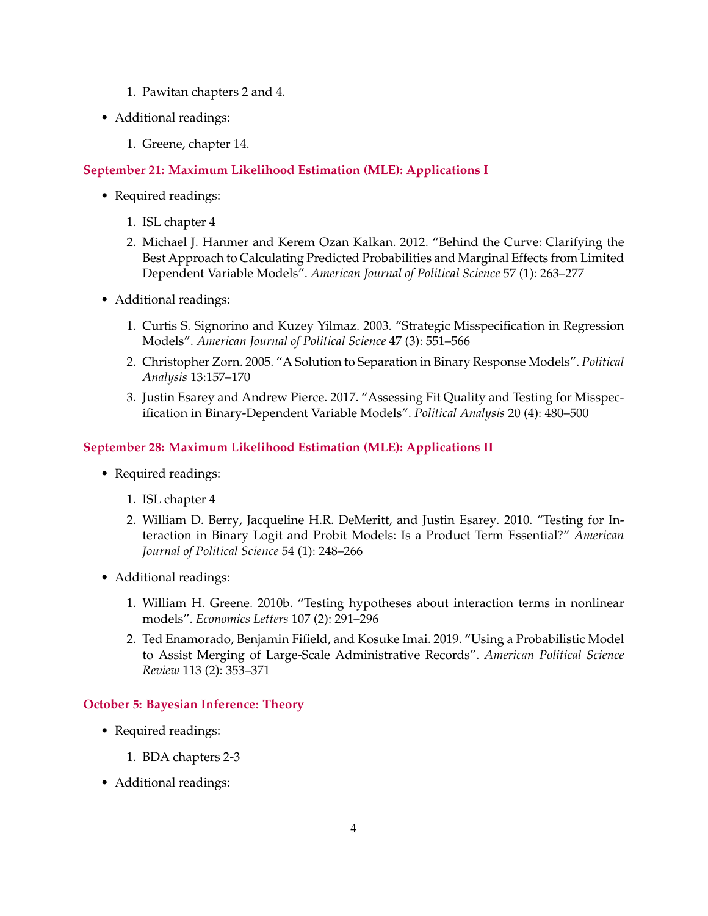1. Pawitan chapters 2 and 4.

- Additional readings:

  1. Greene, chapter 14.

### September 21: Maximum Likelihood Estimation (MLE): Applications I

- Required readings:

  1. ISL chapter 4
  2. Michael J. Hanmer and Kerem Ozan Kalkan. 2012. "Behind the Curve: Clarifying the Best Approach to Calculating Predicted Probabilities and Marginal Effects from Limited Dependent Variable Models". *American Journal of Political Science* 57 (1): 263–277

- Additional readings:

  1. Curtis S. Signorino and Kuzey Yilmaz. 2003. "Strategic Misspecification in Regression Models". *American Journal of Political Science* 47 (3): 551–566
  2. Christopher Zorn. 2005. "A Solution to Separation in Binary Response Models". *Political Analysis* 13:157–170
  3. Justin Esarey and Andrew Pierce. 2017. "Assessing Fit Quality and Testing for Misspecification in Binary-Dependent Variable Models". *Political Analysis* 20 (4): 480–500

### September 28: Maximum Likelihood Estimation (MLE): Applications II

- Required readings:

  1. ISL chapter 4
  2. William D. Berry, Jacqueline H.R. DeMeritt, and Justin Esarey. 2010. "Testing for Interaction in Binary Logit and Probit Models: Is a Product Term Essential?" *American Journal of Political Science* 54 (1): 248–266

- Additional readings:

  1. William H. Greene. 2010b. "Testing hypotheses about interaction terms in nonlinear models". *Economics Letters* 107 (2): 291–296
  2. Ted Enamorado, Benjamin Fifield, and Kosuke Imai. 2019. "Using a Probabilistic Model to Assist Merging of Large-Scale Administrative Records". *American Political Science Review* 113 (2): 353–371

### October 5: Bayesian Inference: Theory

- Required readings:

  1. BDA chapters 2-3

- Additional readings: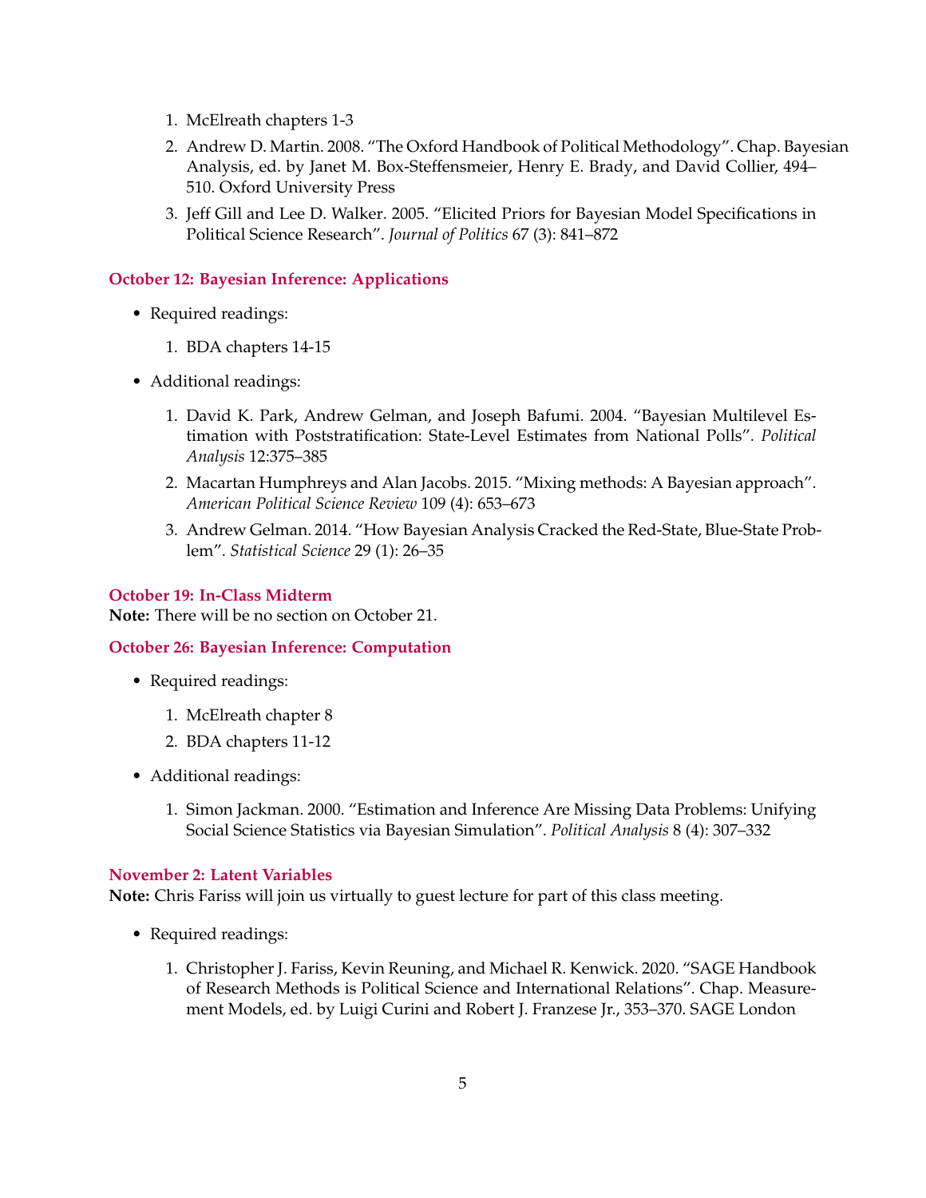1. McElreath chapters 1-3
2. Andrew D. Martin. 2008. "The Oxford Handbook of Political Methodology". Chap. Bayesian Analysis, ed. by Janet M. Box-Steffensmeier, Henry E. Brady, and David Collier, 494–510. Oxford University Press
3. Jeff Gill and Lee D. Walker. 2005. "Elicited Priors for Bayesian Model Specifications in Political Science Research". *Journal of Politics* 67 (3): 841–872

### October 12: Bayesian Inference: Applications

- Required readings:
  1. BDA chapters 14-15
- Additional readings:
  1. David K. Park, Andrew Gelman, and Joseph Bafumi. 2004. "Bayesian Multilevel Estimation with Poststratification: State-Level Estimates from National Polls". *Political Analysis* 12:375–385
  2. Macartan Humphreys and Alan Jacobs. 2015. "Mixing methods: A Bayesian approach". *American Political Science Review* 109 (4): 653–673
  3. Andrew Gelman. 2014. "How Bayesian Analysis Cracked the Red-State, Blue-State Problem". *Statistical Science* 29 (1): 26–35

### October 19: In-Class Midterm

**Note:** There will be no section on October 21.

### October 26: Bayesian Inference: Computation

- Required readings:
  1. McElreath chapter 8
  2. BDA chapters 11-12
- Additional readings:
  1. Simon Jackman. 2000. "Estimation and Inference Are Missing Data Problems: Unifying Social Science Statistics via Bayesian Simulation". *Political Analysis* 8 (4): 307–332

### November 2: Latent Variables

**Note:** Chris Fariss will join us virtually to guest lecture for part of this class meeting.

- Required readings:
  1. Christopher J. Fariss, Kevin Reuning, and Michael R. Kenwick. 2020. "SAGE Handbook of Research Methods is Political Science and International Relations". Chap. Measurement Models, ed. by Luigi Curini and Robert J. Franzese Jr., 353–370. SAGE London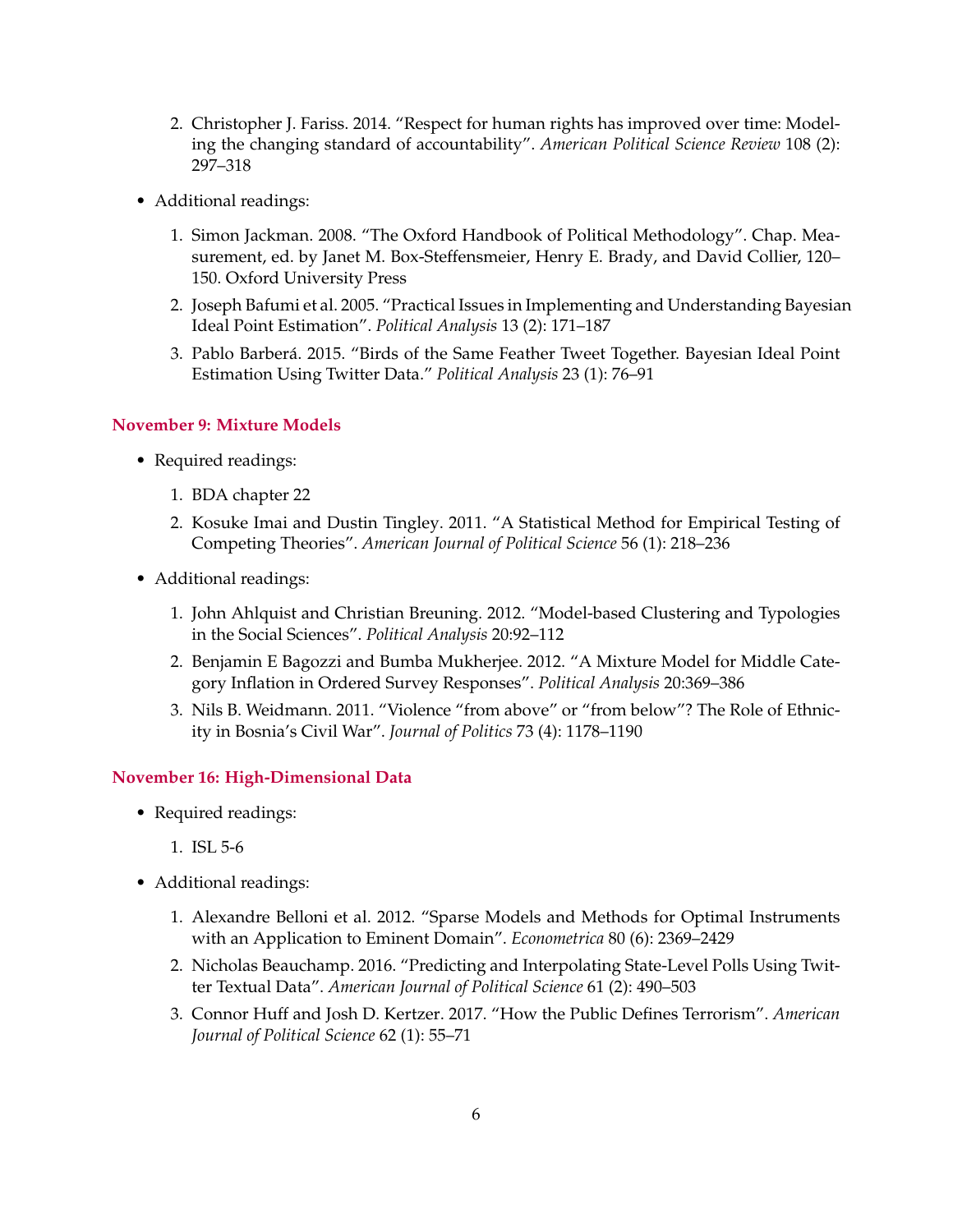2. Christopher J. Fariss. 2014. "Respect for human rights has improved over time: Modeling the changing standard of accountability". *American Political Science Review* 108 (2): 297–318

- Additional readings:

1. Simon Jackman. 2008. "The Oxford Handbook of Political Methodology". Chap. Measurement, ed. by Janet M. Box-Steffensmeier, Henry E. Brady, and David Collier, 120–150. Oxford University Press
2. Joseph Bafumi et al. 2005. "Practical Issues in Implementing and Understanding Bayesian Ideal Point Estimation". *Political Analysis* 13 (2): 171–187
3. Pablo Barberá. 2015. "Birds of the Same Feather Tweet Together. Bayesian Ideal Point Estimation Using Twitter Data." *Political Analysis* 23 (1): 76–91

### November 9: Mixture Models

- Required readings:

1. BDA chapter 22
2. Kosuke Imai and Dustin Tingley. 2011. "A Statistical Method for Empirical Testing of Competing Theories". *American Journal of Political Science* 56 (1): 218–236

- Additional readings:

1. John Ahlquist and Christian Breuning. 2012. "Model-based Clustering and Typologies in the Social Sciences". *Political Analysis* 20:92–112
2. Benjamin E Bagozzi and Bumba Mukherjee. 2012. "A Mixture Model for Middle Category Inflation in Ordered Survey Responses". *Political Analysis* 20:369–386
3. Nils B. Weidmann. 2011. "Violence "from above" or "from below"? The Role of Ethnicity in Bosnia's Civil War". *Journal of Politics* 73 (4): 1178–1190

### November 16: High-Dimensional Data

- Required readings:

1. ISL 5-6

- Additional readings:

1. Alexandre Belloni et al. 2012. "Sparse Models and Methods for Optimal Instruments with an Application to Eminent Domain". *Econometrica* 80 (6): 2369–2429
2. Nicholas Beauchamp. 2016. "Predicting and Interpolating State-Level Polls Using Twitter Textual Data". *American Journal of Political Science* 61 (2): 490–503
3. Connor Huff and Josh D. Kertzer. 2017. "How the Public Defines Terrorism". *American Journal of Political Science* 62 (1): 55–71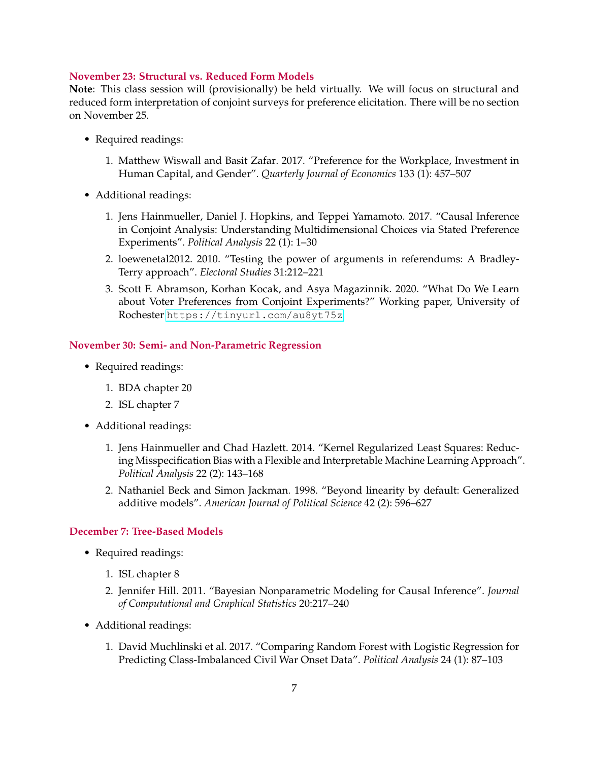### November 23: Structural vs. Reduced Form Models

**Note**: This class session will (provisionally) be held virtually. We will focus on structural and reduced form interpretation of conjoint surveys for preference elicitation. There will be no section on November 25.

- Required readings:
  1. Matthew Wiswall and Basit Zafar. 2017. "Preference for the Workplace, Investment in Human Capital, and Gender". *Quarterly Journal of Economics* 133 (1): 457–507
- Additional readings:
  1. Jens Hainmueller, Daniel J. Hopkins, and Teppei Yamamoto. 2017. "Causal Inference in Conjoint Analysis: Understanding Multidimensional Choices via Stated Preference Experiments". *Political Analysis* 22 (1): 1–30
  2. loewenetal2012. 2010. "Testing the power of arguments in referendums: A Bradley-Terry approach". *Electoral Studies* 31:212–221
  3. Scott F. Abramson, Korhan Kocak, and Asya Magazinnik. 2020. "What Do We Learn about Voter Preferences from Conjoint Experiments?" Working paper, University of Rochester `https://tinyurl.com/au8yt75z`

### November 30: Semi- and Non-Parametric Regression

- Required readings:
  1. BDA chapter 20
  2. ISL chapter 7
- Additional readings:
  1. Jens Hainmueller and Chad Hazlett. 2014. "Kernel Regularized Least Squares: Reducing Misspecification Bias with a Flexible and Interpretable Machine Learning Approach". *Political Analysis* 22 (2): 143–168
  2. Nathaniel Beck and Simon Jackman. 1998. "Beyond linearity by default: Generalized additive models". *American Journal of Political Science* 42 (2): 596–627

### December 7: Tree-Based Models

- Required readings:
  1. ISL chapter 8
  2. Jennifer Hill. 2011. "Bayesian Nonparametric Modeling for Causal Inference". *Journal of Computational and Graphical Statistics* 20:217–240
- Additional readings:
  1. David Muchlinski et al. 2017. "Comparing Random Forest with Logistic Regression for Predicting Class-Imbalanced Civil War Onset Data". *Political Analysis* 24 (1): 87–103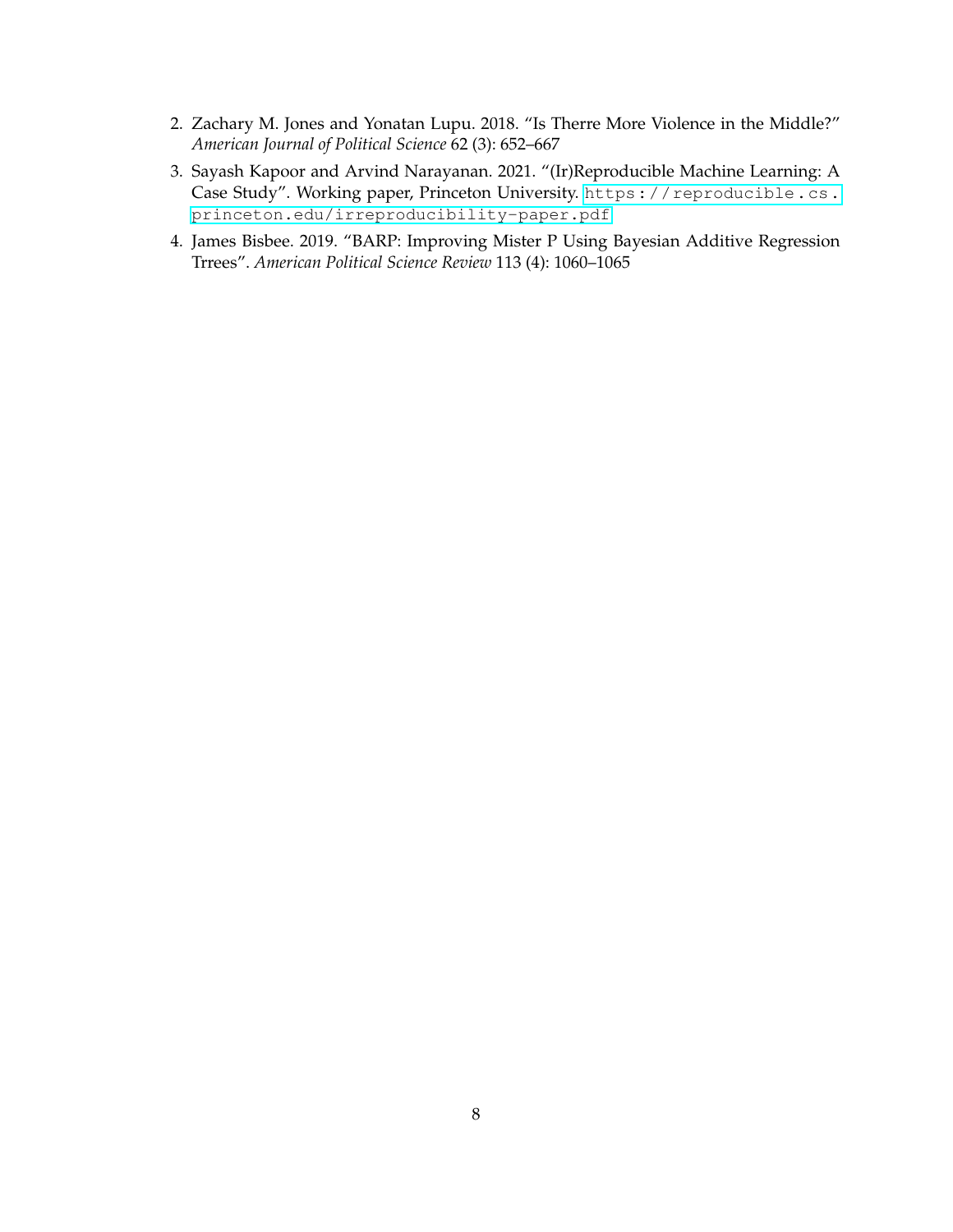2. Zachary M. Jones and Yonatan Lupu. 2018. "Is Therre More Violence in the Middle?" *American Journal of Political Science* 62 (3): 652–667
3. Sayash Kapoor and Arvind Narayanan. 2021. "(Ir)Reproducible Machine Learning: A Case Study". Working paper, Princeton University. https://reproducible.cs.princeton.edu/irreproducibility-paper.pdf
4. James Bisbee. 2019. "BARP: Improving Mister P Using Bayesian Additive Regression Trrees". *American Political Science Review* 113 (4): 1060–1065